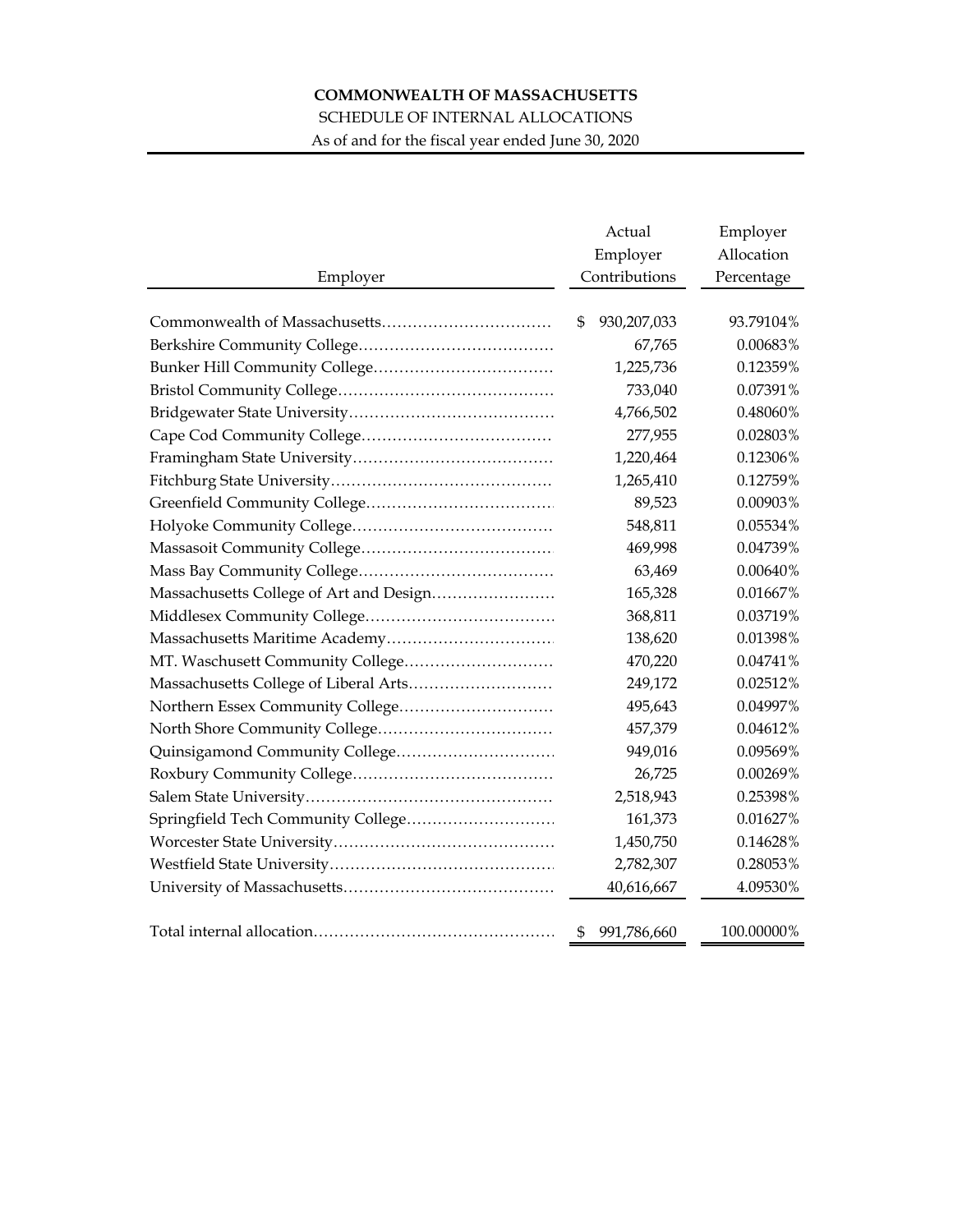**COMMONWEALTH OF MASSACHUSETTS**

SCHEDULE OF INTERNAL ALLOCATIONS

As of and for the fiscal year ended June 30, 2020

| Employer | Actual Employer Contributions | Employer Allocation Percentage |
|---|---|---|
| Commonwealth of Massachusetts | $ 930,207,033 | 93.79104% |
| Berkshire Community College | 67,765 | 0.00683% |
| Bunker Hill Community College | 1,225,736 | 0.12359% |
| Bristol Community College | 733,040 | 0.07391% |
| Bridgewater State University | 4,766,502 | 0.48060% |
| Cape Cod Community College | 277,955 | 0.02803% |
| Framingham State University | 1,220,464 | 0.12306% |
| Fitchburg State University | 1,265,410 | 0.12759% |
| Greenfield Community College | 89,523 | 0.00903% |
| Holyoke Community College | 548,811 | 0.05534% |
| Massasoit Community College | 469,998 | 0.04739% |
| Mass Bay Community College | 63,469 | 0.00640% |
| Massachusetts College of Art and Design | 165,328 | 0.01667% |
| Middlesex Community College | 368,811 | 0.03719% |
| Massachusetts Maritime Academy | 138,620 | 0.01398% |
| MT. Waschusett Community College | 470,220 | 0.04741% |
| Massachusetts College of Liberal Arts | 249,172 | 0.02512% |
| Northern Essex Community College | 495,643 | 0.04997% |
| North Shore Community College | 457,379 | 0.04612% |
| Quinsigamond Community College | 949,016 | 0.09569% |
| Roxbury Community College | 26,725 | 0.00269% |
| Salem State University | 2,518,943 | 0.25398% |
| Springfield Tech Community College | 161,373 | 0.01627% |
| Worcester State University | 1,450,750 | 0.14628% |
| Westfield State University | 2,782,307 | 0.28053% |
| University of Massachusetts | 40,616,667 | 4.09530% |
| Total internal allocation | $ 991,786,660 | 100.00000% |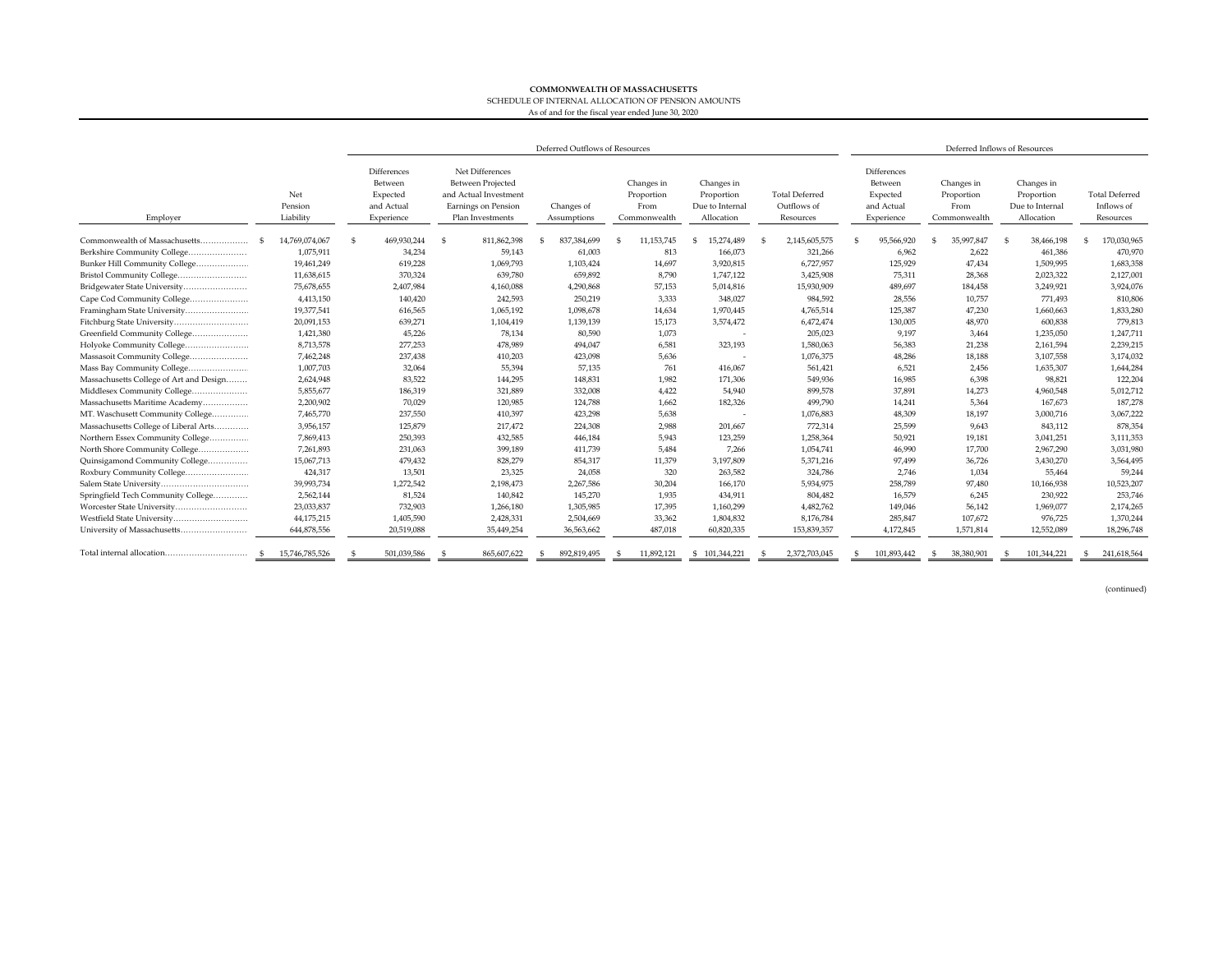**COMMONWEALTH OF MASSACHUSETTS**

SCHEDULE OF INTERNAL ALLOCATION OF PENSION AMOUNTS

As of and for the fiscal year ended June 30, 2020

| Employer | Net Pension Liability | Deferred Outflows of Resources: Differences Between Expected and Actual Experience | Net Differences Between Projected and Actual Investment Earnings on Pension Plan Investments | Changes of Assumptions | Changes in Proportion From Commonwealth | Changes in Proportion Due to Internal Allocation | Total Deferred Outflows of Resources | Deferred Inflows of Resources: Differences Between Expected and Actual Experience | Changes in Proportion From Commonwealth | Changes in Proportion Due to Internal Allocation | Total Deferred Inflows of Resources |
|---|---|---|---|---|---|---|---|---|---|---|---|
| Commonwealth of Massachusetts | $ 14,769,074,067 | $ 469,930,244 | $ 811,862,398 | $ 837,384,699 | $ 11,153,745 | $ 15,274,489 | $ 2,145,605,575 | $ 95,566,920 | $ 35,997,847 | $ 38,466,198 | $ 170,030,965 |
| Berkshire Community College | 1,075,911 | 34,234 | 59,143 | 61,003 | 813 | 166,073 | 321,266 | 6,962 | 2,622 | 461,386 | 470,970 |
| Bunker Hill Community College | 19,461,249 | 619,228 | 1,069,793 | 1,103,424 | 14,697 | 3,920,815 | 6,727,957 | 125,929 | 47,434 | 1,509,995 | 1,683,358 |
| Bristol Community College | 11,638,615 | 370,324 | 639,780 | 659,892 | 8,790 | 1,747,122 | 3,425,908 | 75,311 | 28,368 | 2,023,322 | 2,127,001 |
| Bridgewater State University | 75,678,655 | 2,407,984 | 4,160,088 | 4,290,868 | 57,153 | 5,014,816 | 15,930,909 | 489,697 | 184,458 | 3,249,921 | 3,924,076 |
| Cape Cod Community College | 4,413,150 | 140,420 | 242,593 | 250,219 | 3,333 | 348,027 | 984,592 | 28,556 | 10,757 | 771,493 | 810,806 |
| Framingham State University | 19,377,541 | 616,565 | 1,065,192 | 1,098,678 | 14,634 | 1,970,445 | 4,765,514 | 125,387 | 47,230 | 1,660,663 | 1,833,280 |
| Fitchburg State University | 20,091,153 | 639,271 | 1,104,419 | 1,139,139 | 15,173 | 3,574,472 | 6,472,474 | 130,005 | 48,970 | 600,838 | 779,813 |
| Greenfield Community College | 1,421,380 | 45,226 | 78,134 | 80,590 | 1,073 | - | 205,023 | 9,197 | 3,464 | 1,235,050 | 1,247,711 |
| Holyoke Community College | 8,713,578 | 277,253 | 478,989 | 494,047 | 6,581 | 323,193 | 1,580,063 | 56,383 | 21,238 | 2,161,594 | 2,239,215 |
| Massasoit Community College | 7,462,248 | 237,438 | 410,203 | 423,098 | 5,636 | - | 1,076,375 | 48,286 | 18,188 | 3,107,558 | 3,174,032 |
| Mass Bay Community College | 1,007,703 | 32,064 | 55,394 | 57,135 | 761 | 416,067 | 561,421 | 6,521 | 2,456 | 1,635,307 | 1,644,284 |
| Massachusetts College of Art and Design | 2,624,948 | 83,522 | 144,295 | 148,831 | 1,982 | 171,306 | 549,936 | 16,985 | 6,398 | 98,821 | 122,204 |
| Middlesex Community College | 5,855,677 | 186,319 | 321,889 | 332,008 | 4,422 | 54,940 | 899,578 | 37,891 | 14,273 | 4,960,548 | 5,012,712 |
| Massachusetts Maritime Academy | 2,200,902 | 70,029 | 120,985 | 124,788 | 1,662 | 182,326 | 499,790 | 14,241 | 5,364 | 167,673 | 187,278 |
| MT. Waschusett Community College | 7,465,770 | 237,550 | 410,397 | 423,298 | 5,638 | - | 1,076,883 | 48,309 | 18,197 | 3,000,716 | 3,067,222 |
| Massachusetts College of Liberal Arts | 3,956,157 | 125,879 | 217,472 | 224,308 | 2,988 | 201,667 | 772,314 | 25,599 | 9,643 | 843,112 | 878,354 |
| Northern Essex Community College | 7,869,413 | 250,393 | 432,585 | 446,184 | 5,943 | 123,259 | 1,258,364 | 50,921 | 19,181 | 3,041,251 | 3,111,353 |
| North Shore Community College | 7,261,893 | 231,063 | 399,189 | 411,739 | 5,484 | 7,266 | 1,054,741 | 46,990 | 17,700 | 2,967,290 | 3,031,980 |
| Quinsigamond Community College | 15,067,713 | 479,432 | 828,279 | 854,317 | 11,379 | 3,197,809 | 5,371,216 | 97,499 | 36,726 | 3,430,270 | 3,564,495 |
| Roxbury Community College | 424,317 | 13,501 | 23,325 | 24,058 | 320 | 263,582 | 324,786 | 2,746 | 1,034 | 55,464 | 59,244 |
| Salem State University | 39,993,734 | 1,272,542 | 2,198,473 | 2,267,586 | 30,204 | 166,170 | 5,934,975 | 258,789 | 97,480 | 10,166,938 | 10,523,207 |
| Springfield Tech Community College | 2,562,144 | 81,524 | 140,842 | 145,270 | 1,935 | 434,911 | 804,482 | 16,579 | 6,245 | 230,922 | 253,746 |
| Worcester State University | 23,033,837 | 732,903 | 1,266,180 | 1,305,985 | 17,395 | 1,160,299 | 4,482,762 | 149,046 | 56,142 | 1,969,077 | 2,174,265 |
| Westfield State University | 44,175,215 | 1,405,590 | 2,428,331 | 2,504,669 | 33,362 | 1,804,832 | 8,176,784 | 285,847 | 107,672 | 976,725 | 1,370,244 |
| University of Massachusetts | 644,878,556 | 20,519,088 | 35,449,254 | 36,563,662 | 487,018 | 60,820,335 | 153,839,357 | 4,172,845 | 1,571,814 | 12,552,089 | 18,296,748 |
| Total internal allocation | $ 15,746,785,526 | $ 501,039,586 | $ 865,607,622 | $ 892,819,495 | $ 11,892,121 | $ 101,344,221 | $ 2,372,703,045 | $ 101,893,442 | $ 38,380,901 | $ 101,344,221 | $ 241,618,564 |

(continued)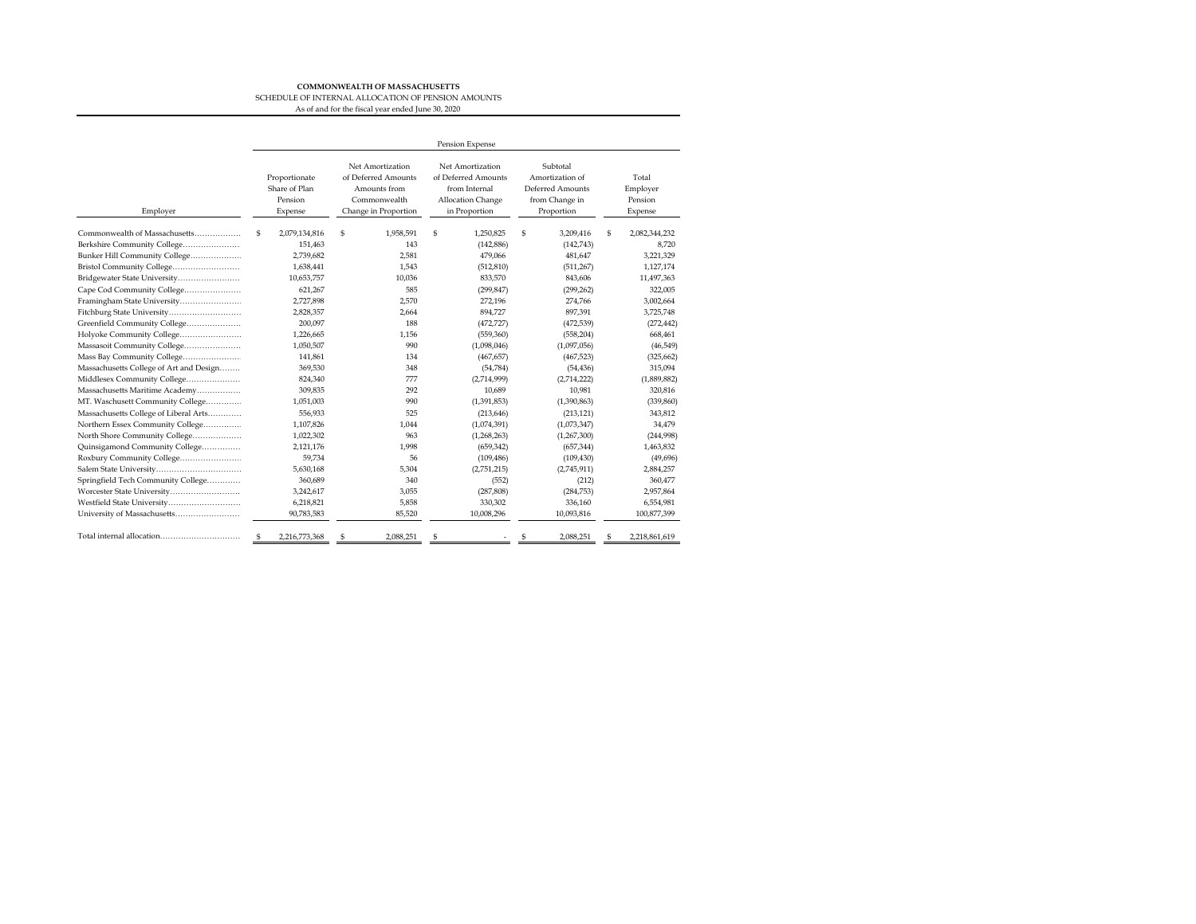**COMMONWEALTH OF MASSACHUSETTS**

SCHEDULE OF INTERNAL ALLOCATION OF PENSION AMOUNTS

As of and for the fiscal year ended June 30, 2020

| | Pension Expense | | | | |
|---|---|---|---|---|---|
| Employer | Proportionate Share of Plan Pension Expense | Net Amortization of Deferred Amounts Amounts from Commonwealth Change in Proportion | Net Amortization of Deferred Amounts from Internal Allocation Change in Proportion | Subtotal Amortization of Deferred Amounts from Change in Proportion | Total Employer Pension Expense |
| Commonwealth of Massachusetts | $ 2,079,134,816 | $ 1,958,591 | $ 1,250,825 | $ 3,209,416 | $ 2,082,344,232 |
| Berkshire Community College | 151,463 | 143 | (142,886) | (142,743) | 8,720 |
| Bunker Hill Community College | 2,739,682 | 2,581 | 479,066 | 481,647 | 3,221,329 |
| Bristol Community College | 1,638,441 | 1,543 | (512,810) | (511,267) | 1,127,174 |
| Bridgewater State University | 10,653,757 | 10,036 | 833,570 | 843,606 | 11,497,363 |
| Cape Cod Community College | 621,267 | 585 | (299,847) | (299,262) | 322,005 |
| Framingham State University | 2,727,898 | 2,570 | 272,196 | 274,766 | 3,002,664 |
| Fitchburg State University | 2,828,357 | 2,664 | 894,727 | 897,391 | 3,725,748 |
| Greenfield Community College | 200,097 | 188 | (472,727) | (472,539) | (272,442) |
| Holyoke Community College | 1,226,665 | 1,156 | (559,360) | (558,204) | 668,461 |
| Massasoit Community College | 1,050,507 | 990 | (1,098,046) | (1,097,056) | (46,549) |
| Mass Bay Community College | 141,861 | 134 | (467,657) | (467,523) | (325,662) |
| Massachusetts College of Art and Design | 369,530 | 348 | (54,784) | (54,436) | 315,094 |
| Middlesex Community College | 824,340 | 777 | (2,714,999) | (2,714,222) | (1,889,882) |
| Massachusetts Maritime Academy | 309,835 | 292 | 10,689 | 10,981 | 320,816 |
| MT. Waschusett Community College | 1,051,003 | 990 | (1,391,853) | (1,390,863) | (339,860) |
| Massachusetts College of Liberal Arts | 556,933 | 525 | (213,646) | (213,121) | 343,812 |
| Northern Essex Community College | 1,107,826 | 1,044 | (1,074,391) | (1,073,347) | 34,479 |
| North Shore Community College | 1,022,302 | 963 | (1,268,263) | (1,267,300) | (244,998) |
| Quinsigamond Community College | 2,121,176 | 1,998 | (659,342) | (657,344) | 1,463,832 |
| Roxbury Community College | 59,734 | 56 | (109,486) | (109,430) | (49,696) |
| Salem State University | 5,630,168 | 5,304 | (2,751,215) | (2,745,911) | 2,884,257 |
| Springfield Tech Community College | 360,689 | 340 | (552) | (212) | 360,477 |
| Worcester State University | 3,242,617 | 3,055 | (287,808) | (284,753) | 2,957,864 |
| Westfield State University | 6,218,821 | 5,858 | 330,302 | 336,160 | 6,554,981 |
| University of Massachusetts | 90,783,583 | 85,520 | 10,008,296 | 10,093,816 | 100,877,399 |
| Total internal allocation | $ 2,216,773,368 | $ 2,088,251 | $ - | $ 2,088,251 | $ 2,218,861,619 |